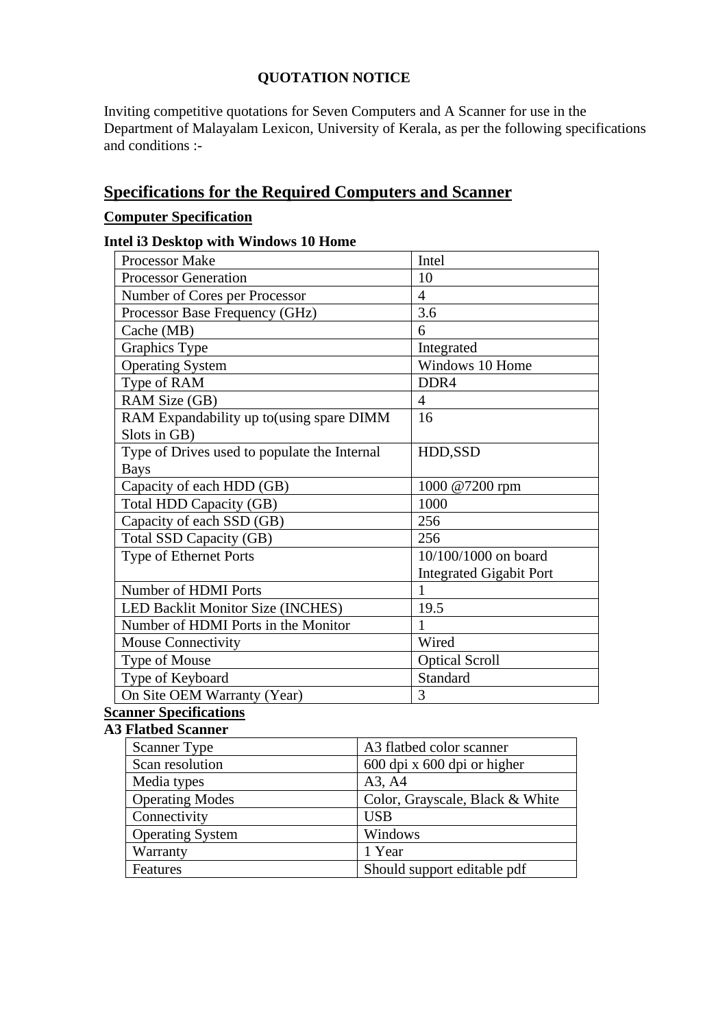**QUOTATION NOTICE**

Inviting competitive quotations for Seven Computers and A Scanner for use in the Department of Malayalam Lexicon, University of Kerala, as per the following specifications and conditions :-

## Specifications for the Required Computers and Scanner

**Computer Specification**

**Intel i3 Desktop with Windows 10 Home**

| Processor Make | Intel |
|---|---|
| Processor Generation | 10 |
| Number of Cores per Processor | 4 |
| Processor Base Frequency (GHz) | 3.6 |
| Cache (MB) | 6 |
| Graphics Type | Integrated |
| Operating System | Windows 10 Home |
| Type of RAM | DDR4 |
| RAM Size (GB) | 4 |
| RAM Expandability up to(using spare DIMM Slots in GB) | 16 |
| Type of Drives used to populate the Internal Bays | HDD,SSD |
| Capacity of each HDD (GB) | 1000 @7200 rpm |
| Total HDD Capacity (GB) | 1000 |
| Capacity of each SSD (GB) | 256 |
| Total SSD Capacity (GB) | 256 |
| Type of Ethernet Ports | 10/100/1000 on board Integrated Gigabit Port |
| Number of HDMI Ports | 1 |
| LED Backlit Monitor Size (INCHES) | 19.5 |
| Number of HDMI Ports in the Monitor | 1 |
| Mouse Connectivity | Wired |
| Type of Mouse | Optical Scroll |
| Type of Keyboard | Standard |
| On Site OEM Warranty (Year) | 3 |

**Scanner Specifications**

**A3 Flatbed Scanner**

| Scanner Type | A3 flatbed color scanner |
|---|---|
| Scan resolution | 600 dpi x 600 dpi or higher |
| Media types | A3, A4 |
| Operating Modes | Color, Grayscale, Black & White |
| Connectivity | USB |
| Operating System | Windows |
| Warranty | 1 Year |
| Features | Should support editable pdf |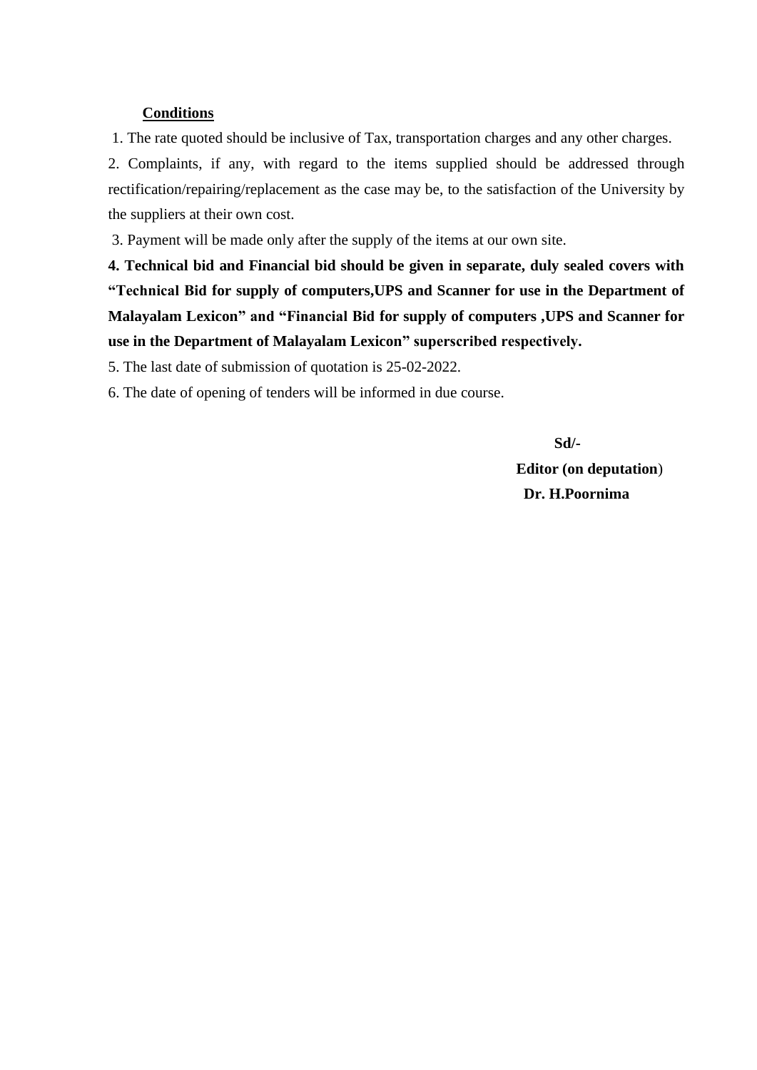**<u>Conditions</u>**

1. The rate quoted should be inclusive of Tax, transportation charges and any other charges.
2. Complaints, if any, with regard to the items supplied should be addressed through rectification/repairing/replacement as the case may be, to the satisfaction of the University by the suppliers at their own cost.
3. Payment will be made only after the supply of the items at our own site.
4. **Technical bid and Financial bid should be given in separate, duly sealed covers with "Technical Bid for supply of computers,UPS and Scanner for use in the Department of Malayalam Lexicon" and "Financial Bid for supply of computers ,UPS and Scanner for use in the Department of Malayalam Lexicon" superscribed respectively.**
5. The last date of submission of quotation is 25-02-2022.
6. The date of opening of tenders will be informed in due course.

**Sd/-**

**Editor (on deputation**)

**Dr. H.Poornima**